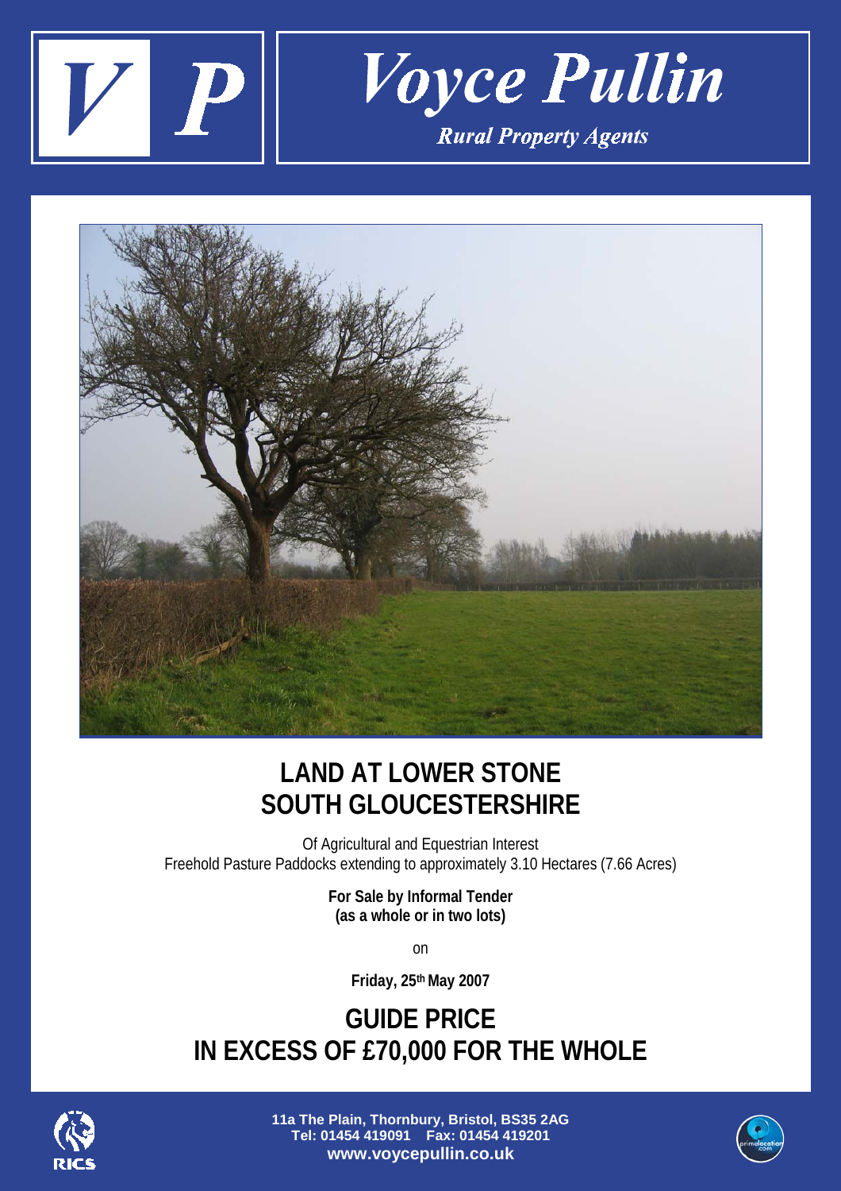# Voyce Pullin

**Rural Property Agents**

# LAND AT LOWER STONE
# SOUTH GLOUCESTERSHIRE

Of Agricultural and Equestrian Interest
Freehold Pasture Paddocks extending to approximately 3.10 Hectares (7.66 Acres)

**For Sale by Informal Tender**
**(as a whole or in two lots)**

on

**Friday, 25th May 2007**

## GUIDE PRICE
## IN EXCESS OF £70,000 FOR THE WHOLE

**11a The Plain, Thornbury, Bristol, BS35 2AG**
**Tel: 01454 419091 Fax: 01454 419201**
**www.voycepullin.co.uk**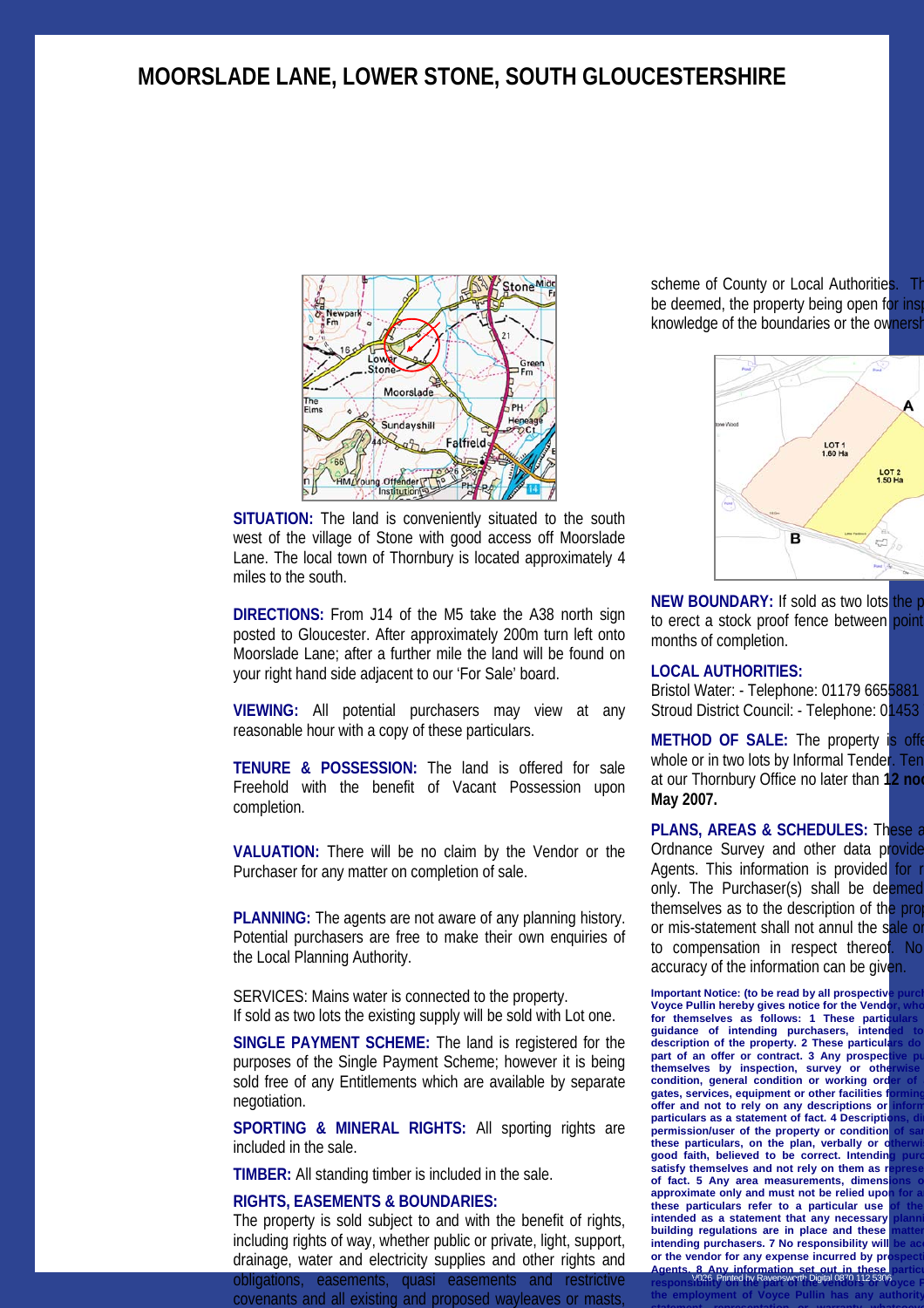# MOORSLADE LANE, LOWER STONE, SOUTH GLOUCESTERSHIRE

Stone
Newpark Fm
Lower Stone
Green Fm
Moorslade
The Elms
PH
Heneage Ct
Sundayshill
Falfield
HM Young Offender Institution
14

**SITUATION:** The land is conveniently situated to the south west of the village of Stone with good access off Moorslade Lane. The local town of Thornbury is located approximately 4 miles to the south.

**DIRECTIONS:** From J14 of the M5 take the A38 north sign posted to Gloucester. After approximately 200m turn left onto Moorslade Lane; after a further mile the land will be found on your right hand side adjacent to our 'For Sale' board.

**VIEWING:** All potential purchasers may view at any reasonable hour with a copy of these particulars.

**TENURE & POSSESSION:** The land is offered for sale Freehold with the benefit of Vacant Possession upon completion.

**VALUATION:** There will be no claim by the Vendor or the Purchaser for any matter on completion of sale.

**PLANNING:** The agents are not aware of any planning history. Potential purchasers are free to make their own enquiries of the Local Planning Authority.

SERVICES: Mains water is connected to the property.
If sold as two lots the existing supply will be sold with Lot one.

**SINGLE PAYMENT SCHEME:** The land is registered for the purposes of the Single Payment Scheme; however it is being sold free of any Entitlements which are available by separate negotiation.

**SPORTING & MINERAL RIGHTS:** All sporting rights are included in the sale.

**TIMBER:** All standing timber is included in the sale.

**RIGHTS, EASEMENTS & BOUNDARIES:**
The property is sold subject to and with the benefit of rights, including rights of way, whether public or private, light, support, drainage, water and electricity supplies and other rights and obligations, easements, quasi easements and restrictive covenants and all existing and proposed wayleaves or masts, scheme of County or Local Authorities. Th be deemed, the property being open for insp knowledge of the boundaries or the ownersh

LOT 1
1.60 Ha
LOT 2
1.50 Ha
A
B

**NEW BOUNDARY:** If sold as two lots the p to erect a stock proof fence between point months of completion.

**LOCAL AUTHORITIES:**
Bristol Water: - Telephone: 01179 6655881
Stroud District Council: - Telephone: 01453

**METHOD OF SALE:** The property is offe whole or in two lots by Informal Tender. Ten at our Thornbury Office no later than **12 noo May 2007.**

**PLANS, AREAS & SCHEDULES:** These a Ordnance Survey and other data provide Agents. This information is provided for r only. The Purchaser(s) shall be deemed themselves as to the description of the prop or mis-statement shall not annul the sale or to compensation in respect thereof. No accuracy of the information can be given.

**Important Notice: (to be read by all prospective purch Voyce Pullin hereby gives notice for the Vendor, who for themselves as follows: 1 These particulars guidance of intending purchasers, intended to description of the property. 2 These particulars do part of an offer or contract. 3 Any prospective pu themselves by inspection, survey or otherwise condition, general condition or working order of gates, services, equipment or other facilities forming offer and not to rely on any descriptions or inform particulars as a statement of fact. 4 Descriptions, di permission/user of the property or condition of sa these particulars, on the plan, verbally or otherwi good faith, believed to be correct. Intending purc satisfy themselves and not rely on them as represe of fact. 5 Any area measurements, dimensions o approximate only and must not be relied upon for a these particulars refer to a particular use of the intended as a statement that any necessary planni building regulations are in place and these matter intending purchasers. 7 No responsibility will be acc or the vendor for any expense incurred by prospecti Agents. 8 Any information set out in these partic responsibility on the part of the vendors or Voyce P the employment of Voyce Pullin has any authority**

V026 Printed by Ravensworth Digital 0870 112 5306